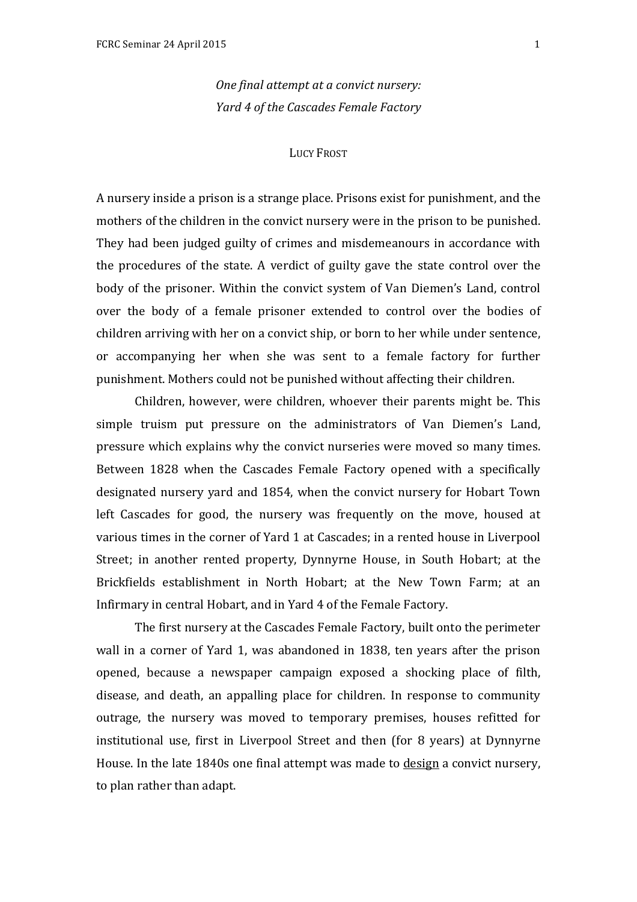*One final attempt at a convict nursery: Yard 4 of the Cascades Female Factory*

LUCY FROST

A nursery inside a prison is a strange place. Prisons exist for punishment, and the mothers of the children in the convict nursery were in the prison to be punished. They had been judged guilty of crimes and misdemeanours in accordance with the procedures of the state. A verdict of guilty gave the state control over the body of the prisoner. Within the convict system of Van Diemen's Land, control over the body of a female prisoner extended to control over the bodies of children arriving with her on a convict ship, or born to her while under sentence, or accompanying her when she was sent to a female factory for further punishment. Mothers could not be punished without affecting their children.

Children, however, were children, whoever their parents might be. This simple truism put pressure on the administrators of Van Diemen's Land, pressure which explains why the convict nurseries were moved so many times. Between 1828 when the Cascades Female Factory opened with a specifically designated nursery yard and 1854, when the convict nursery for Hobart Town left Cascades for good, the nursery was frequently on the move, housed at various times in the corner of Yard 1 at Cascades; in a rented house in Liverpool Street; in another rented property, Dynnyrne House, in South Hobart; at the Brickfields establishment in North Hobart; at the New Town Farm; at an Infirmary in central Hobart, and in Yard 4 of the Female Factory.

The first nursery at the Cascades Female Factory, built onto the perimeter wall in a corner of Yard 1, was abandoned in 1838, ten years after the prison opened, because a newspaper campaign exposed a shocking place of filth, disease, and death, an appalling place for children. In response to community outrage, the nursery was moved to temporary premises, houses refitted for institutional use, first in Liverpool Street and then (for 8 years) at Dynnyrne House. In the late 1840s one final attempt was made to <u>design</u> a convict nursery, to plan rather than adapt.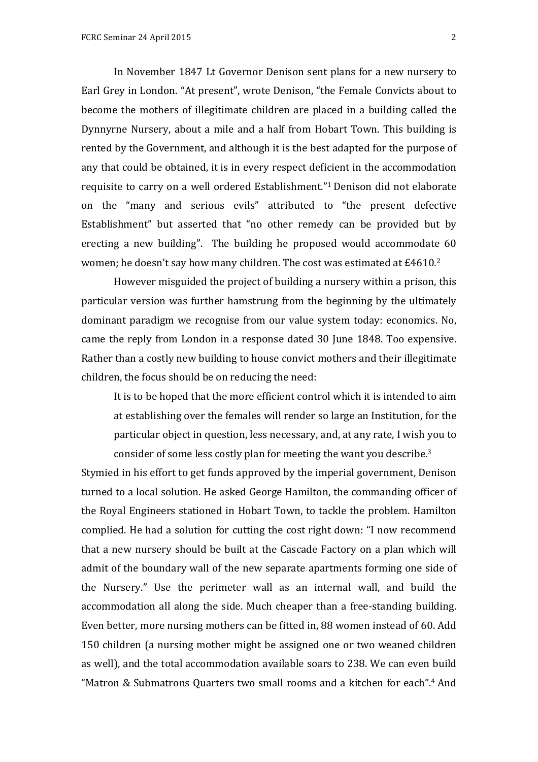In November 1847 Lt Governor Denison sent plans for a new nursery to Earl Grey in London. "At present", wrote Denison, "the Female Convicts about to become the mothers of illegitimate children are placed in a building called the Dynnyrne Nursery, about a mile and a half from Hobart Town. This building is rented by the Government, and although it is the best adapted for the purpose of any that could be obtained, it is in every respect deficient in the accommodation requisite to carry on a well ordered Establishment."[1] Denison did not elaborate on the "many and serious evils" attributed to "the present defective Establishment" but asserted that "no other remedy can be provided but by erecting a new building". The building he proposed would accommodate 60 women; he doesn't say how many children. The cost was estimated at £4610.[2]

However misguided the project of building a nursery within a prison, this particular version was further hamstrung from the beginning by the ultimately dominant paradigm we recognise from our value system today: economics. No, came the reply from London in a response dated 30 June 1848. Too expensive. Rather than a costly new building to house convict mothers and their illegitimate children, the focus should be on reducing the need:

> It is to be hoped that the more efficient control which it is intended to aim at establishing over the females will render so large an Institution, for the particular object in question, less necessary, and, at any rate, I wish you to consider of some less costly plan for meeting the want you describe.[3]

Stymied in his effort to get funds approved by the imperial government, Denison turned to a local solution. He asked George Hamilton, the commanding officer of the Royal Engineers stationed in Hobart Town, to tackle the problem. Hamilton complied. He had a solution for cutting the cost right down: "I now recommend that a new nursery should be built at the Cascade Factory on a plan which will admit of the boundary wall of the new separate apartments forming one side of the Nursery." Use the perimeter wall as an internal wall, and build the accommodation all along the side. Much cheaper than a free-standing building. Even better, more nursing mothers can be fitted in, 88 women instead of 60. Add 150 children (a nursing mother might be assigned one or two weaned children as well), and the total accommodation available soars to 238. We can even build "Matron & Submatrons Quarters two small rooms and a kitchen for each".[4] And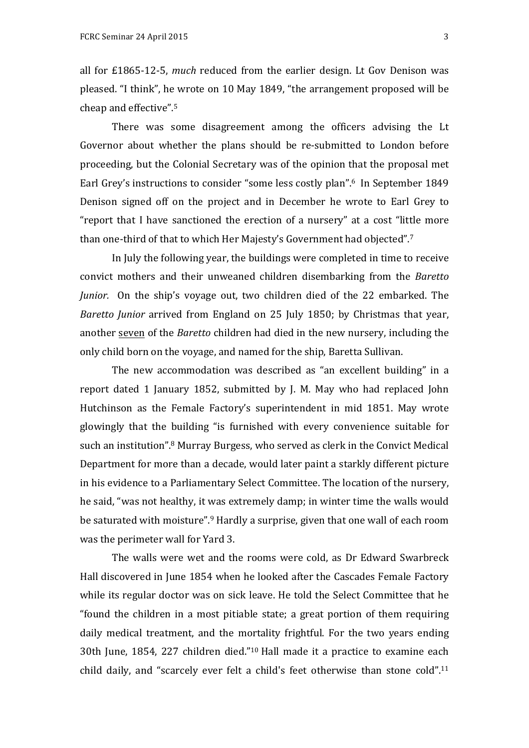all for £1865-12-5, *much* reduced from the earlier design. Lt Gov Denison was pleased. "I think", he wrote on 10 May 1849, "the arrangement proposed will be cheap and effective".[5]

There was some disagreement among the officers advising the Lt Governor about whether the plans should be re-submitted to London before proceeding, but the Colonial Secretary was of the opinion that the proposal met Earl Grey's instructions to consider "some less costly plan".[6] In September 1849 Denison signed off on the project and in December he wrote to Earl Grey to "report that I have sanctioned the erection of a nursery" at a cost "little more than one-third of that to which Her Majesty's Government had objected".[7]

In July the following year, the buildings were completed in time to receive convict mothers and their unweaned children disembarking from the *Baretto Junior.* On the ship's voyage out, two children died of the 22 embarked. The *Baretto Junior* arrived from England on 25 July 1850; by Christmas that year, another seven of the *Baretto* children had died in the new nursery, including the only child born on the voyage, and named for the ship, Baretta Sullivan.

The new accommodation was described as "an excellent building" in a report dated 1 January 1852, submitted by J. M. May who had replaced John Hutchinson as the Female Factory's superintendent in mid 1851. May wrote glowingly that the building "is furnished with every convenience suitable for such an institution".[8] Murray Burgess, who served as clerk in the Convict Medical Department for more than a decade, would later paint a starkly different picture in his evidence to a Parliamentary Select Committee. The location of the nursery, he said, "was not healthy, it was extremely damp; in winter time the walls would be saturated with moisture".[9] Hardly a surprise, given that one wall of each room was the perimeter wall for Yard 3.

The walls were wet and the rooms were cold, as Dr Edward Swarbreck Hall discovered in June 1854 when he looked after the Cascades Female Factory while its regular doctor was on sick leave. He told the Select Committee that he "found the children in a most pitiable state; a great portion of them requiring daily medical treatment, and the mortality frightful. For the two years ending 30th June, 1854, 227 children died."[10] Hall made it a practice to examine each child daily, and "scarcely ever felt a child's feet otherwise than stone cold".[11]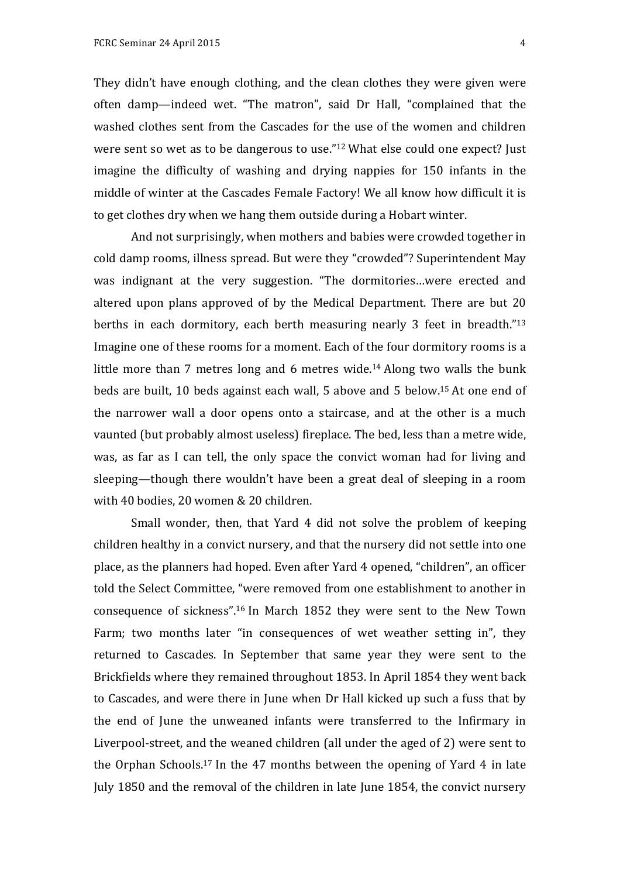They didn't have enough clothing, and the clean clothes they were given were often damp—indeed wet. "The matron", said Dr Hall, "complained that the washed clothes sent from the Cascades for the use of the women and children were sent so wet as to be dangerous to use."[12] What else could one expect? Just imagine the difficulty of washing and drying nappies for 150 infants in the middle of winter at the Cascades Female Factory! We all know how difficult it is to get clothes dry when we hang them outside during a Hobart winter.

And not surprisingly, when mothers and babies were crowded together in cold damp rooms, illness spread. But were they "crowded"? Superintendent May was indignant at the very suggestion. "The dormitories…were erected and altered upon plans approved of by the Medical Department. There are but 20 berths in each dormitory, each berth measuring nearly 3 feet in breadth."[13] Imagine one of these rooms for a moment. Each of the four dormitory rooms is a little more than 7 metres long and 6 metres wide.[14] Along two walls the bunk beds are built, 10 beds against each wall, 5 above and 5 below.[15] At one end of the narrower wall a door opens onto a staircase, and at the other is a much vaunted (but probably almost useless) fireplace. The bed, less than a metre wide, was, as far as I can tell, the only space the convict woman had for living and sleeping—though there wouldn't have been a great deal of sleeping in a room with 40 bodies, 20 women & 20 children.

Small wonder, then, that Yard 4 did not solve the problem of keeping children healthy in a convict nursery, and that the nursery did not settle into one place, as the planners had hoped. Even after Yard 4 opened, "children", an officer told the Select Committee, "were removed from one establishment to another in consequence of sickness".[16] In March 1852 they were sent to the New Town Farm; two months later "in consequences of wet weather setting in", they returned to Cascades. In September that same year they were sent to the Brickfields where they remained throughout 1853. In April 1854 they went back to Cascades, and were there in June when Dr Hall kicked up such a fuss that by the end of June the unweaned infants were transferred to the Infirmary in Liverpool-street, and the weaned children (all under the aged of 2) were sent to the Orphan Schools.[17] In the 47 months between the opening of Yard 4 in late July 1850 and the removal of the children in late June 1854, the convict nursery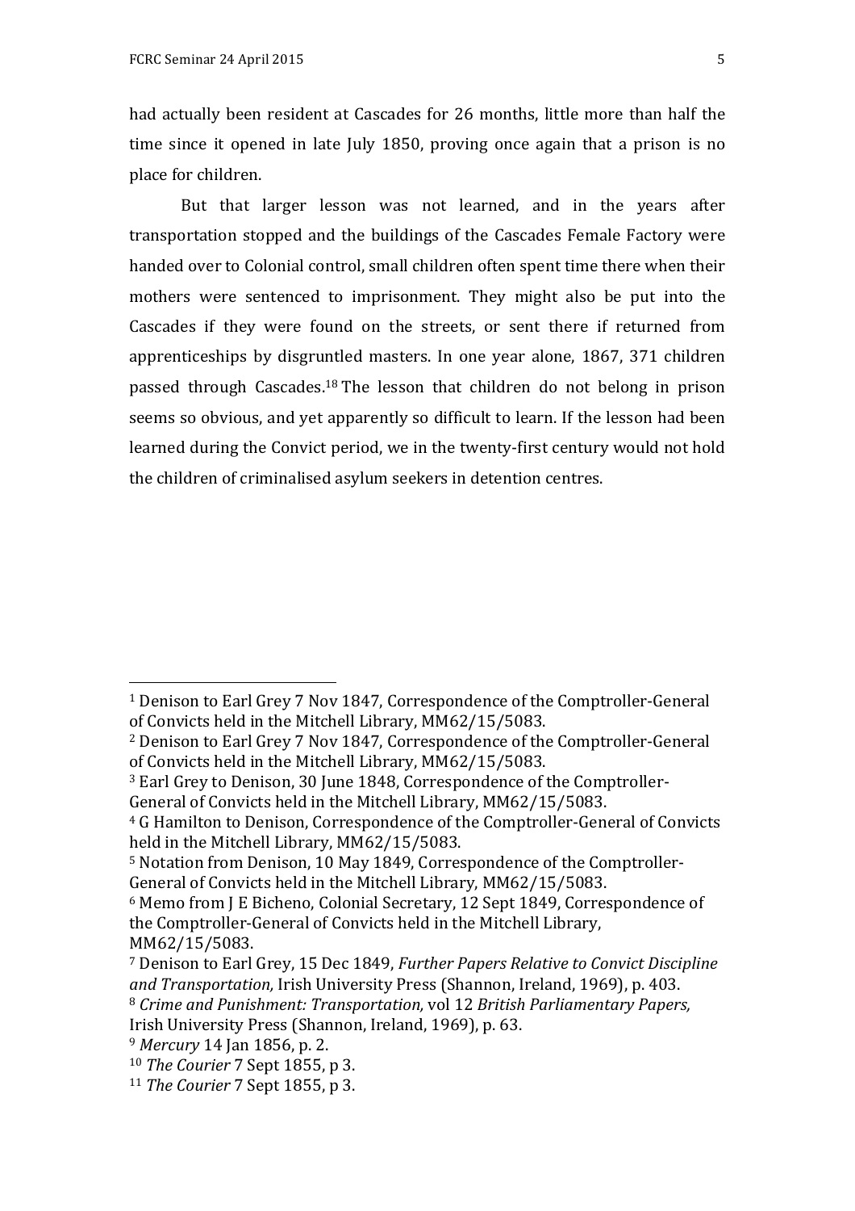had actually been resident at Cascades for 26 months, little more than half the time since it opened in late July 1850, proving once again that a prison is no place for children.

But that larger lesson was not learned, and in the years after transportation stopped and the buildings of the Cascades Female Factory were handed over to Colonial control, small children often spent time there when their mothers were sentenced to imprisonment. They might also be put into the Cascades if they were found on the streets, or sent there if returned from apprenticeships by disgruntled masters. In one year alone, 1867, 371 children passed through Cascades.[18] The lesson that children do not belong in prison seems so obvious, and yet apparently so difficult to learn. If the lesson had been learned during the Convict period, we in the twenty-first century would not hold the children of criminalised asylum seekers in detention centres.

---

[1] Denison to Earl Grey 7 Nov 1847, Correspondence of the Comptroller-General of Convicts held in the Mitchell Library, MM62/15/5083.

[2] Denison to Earl Grey 7 Nov 1847, Correspondence of the Comptroller-General of Convicts held in the Mitchell Library, MM62/15/5083.

[3] Earl Grey to Denison, 30 June 1848, Correspondence of the Comptroller-General of Convicts held in the Mitchell Library, MM62/15/5083.

[4] G Hamilton to Denison, Correspondence of the Comptroller-General of Convicts held in the Mitchell Library, MM62/15/5083.

[5] Notation from Denison, 10 May 1849, Correspondence of the Comptroller-General of Convicts held in the Mitchell Library, MM62/15/5083.

[6] Memo from J E Bicheno, Colonial Secretary, 12 Sept 1849, Correspondence of the Comptroller-General of Convicts held in the Mitchell Library, MM62/15/5083.

[7] Denison to Earl Grey, 15 Dec 1849, *Further Papers Relative to Convict Discipline and Transportation,* Irish University Press (Shannon, Ireland, 1969), p. 403.

[8] *Crime and Punishment: Transportation,* vol 12 *British Parliamentary Papers,* Irish University Press (Shannon, Ireland, 1969), p. 63.

[9] *Mercury* 14 Jan 1856, p. 2.

[10] *The Courier* 7 Sept 1855, p 3.

[11] *The Courier* 7 Sept 1855, p 3.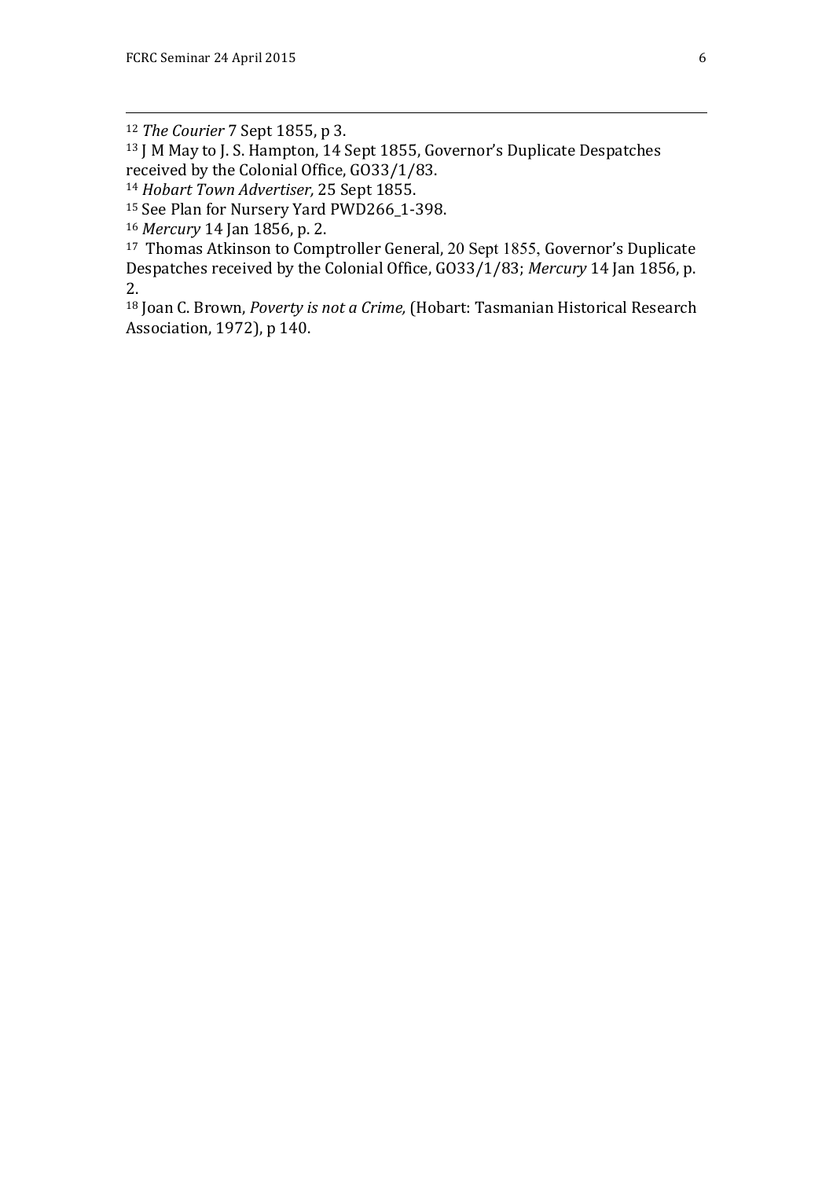[12] *The Courier* 7 Sept 1855, p 3.

[13] J M May to J. S. Hampton, 14 Sept 1855, Governor's Duplicate Despatches received by the Colonial Office, GO33/1/83.

[14] *Hobart Town Advertiser,* 25 Sept 1855.

[15] See Plan for Nursery Yard PWD266_1-398.

[16] *Mercury* 14 Jan 1856, p. 2.

[17] Thomas Atkinson to Comptroller General, 20 Sept 1855, Governor's Duplicate Despatches received by the Colonial Office, GO33/1/83; *Mercury* 14 Jan 1856, p. 2.

[18] Joan C. Brown, *Poverty is not a Crime,* (Hobart: Tasmanian Historical Research Association, 1972), p 140.